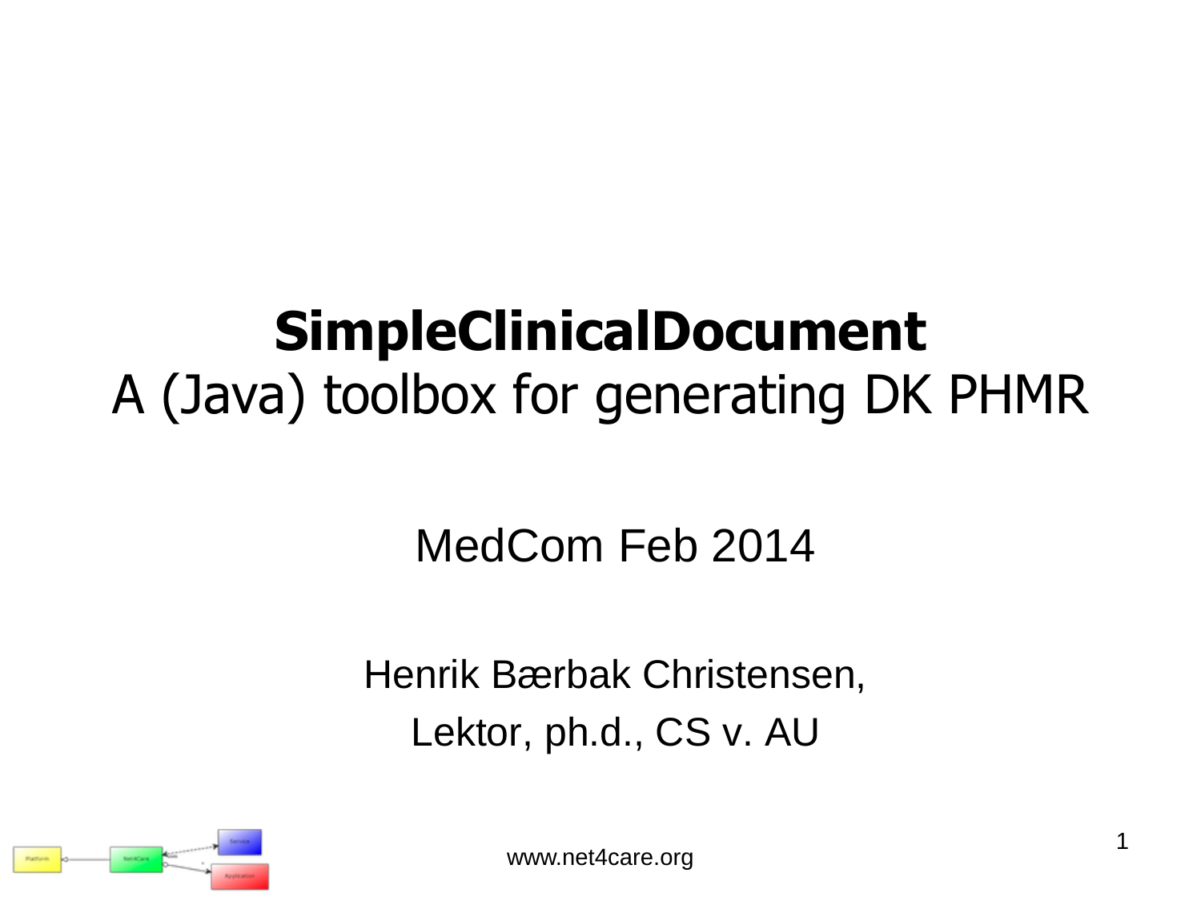# SimpleClinicalDocument

A (Java) toolbox for generating DK PHMR

MedCom Feb 2014

Henrik Bærbak Christensen,

Lektor, ph.d., CS v. AU

www.net4care.org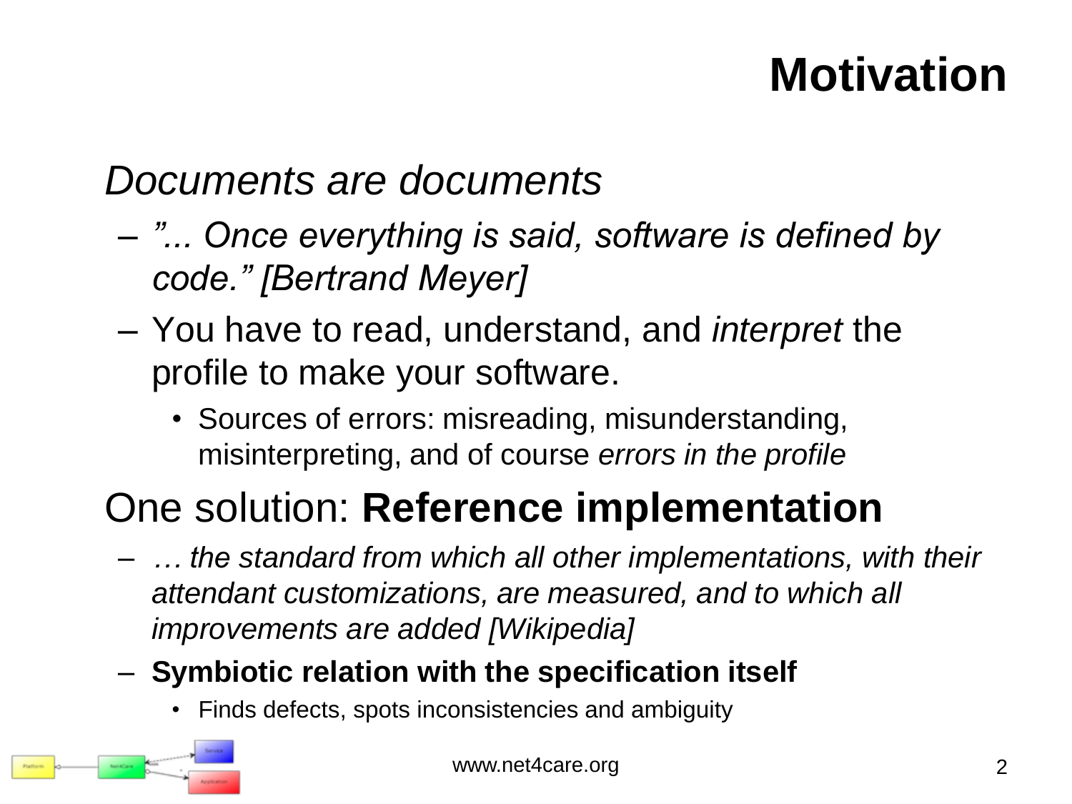# Motivation

- *Documents are documents*
  - *”... Once everything is said, software is defined by code.” [Bertrand Meyer]*
  - You have to read, understand, and *interpret* the profile to make your software.
    - Sources of errors: misreading, misunderstanding, misinterpreting, and of course *errors in the profile*
- One solution: **Reference implementation**
  - *… the standard from which all other implementations, with their attendant customizations, are measured, and to which all improvements are added [Wikipedia]*
  - **Symbiotic relation with the specification itself**
    - Finds defects, spots inconsistencies and ambiguity

www.net4care.org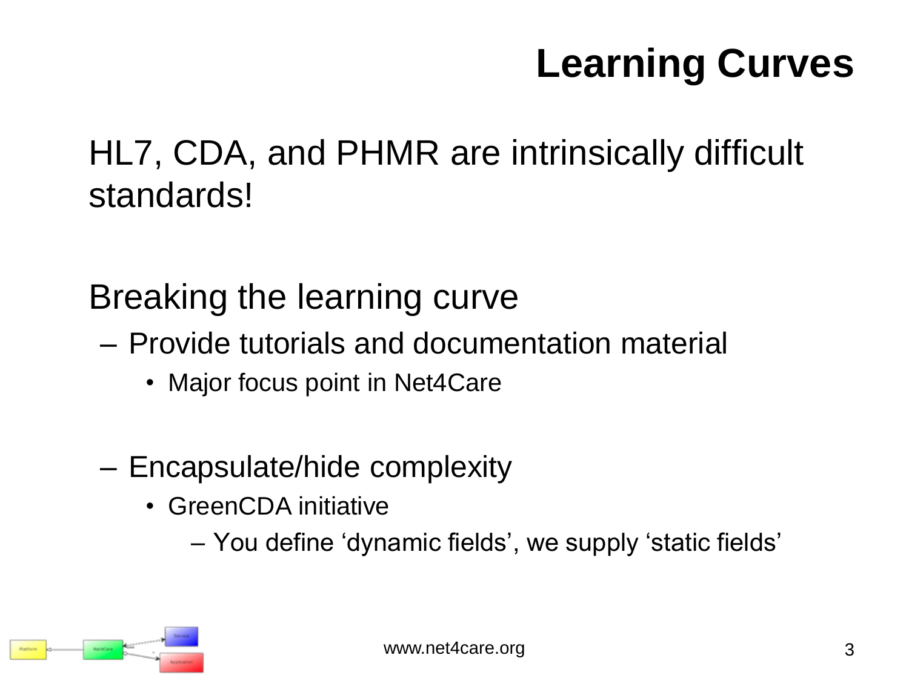# Learning Curves

HL7, CDA, and PHMR are intrinsically difficult standards!

Breaking the learning curve

- Provide tutorials and documentation material
  - Major focus point in Net4Care
- Encapsulate/hide complexity
  - GreenCDA initiative
    - You define ‘dynamic fields’, we supply ‘static fields’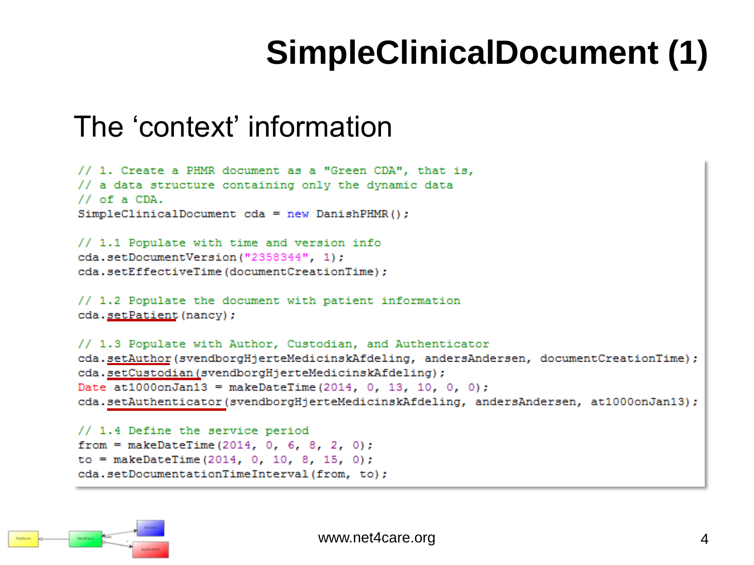# SimpleClinicalDocument (1)

## The 'context' information

```
// 1. Create a PHMR document as a "Green CDA", that is,
// a data structure containing only the dynamic data
// of a CDA.
SimpleClinicalDocument cda = new DanishPHMR();

// 1.1 Populate with time and version info
cda.setDocumentVersion("2358344", 1);
cda.setEffectiveTime(documentCreationTime);

// 1.2 Populate the document with patient information
cda.setPatient(nancy);

// 1.3 Populate with Author, Custodian, and Authenticator
cda.setAuthor(svendborgHjerteMedicinskAfdeling, andersAndersen, documentCreationTime);
cda.setCustodian(svendborgHjerteMedicinskAfdeling);
Date at1000onJan13 = makeDateTime(2014, 0, 13, 10, 0, 0);
cda.setAuthenticator(svendborgHjerteMedicinskAfdeling, andersAndersen, at1000onJan13);

// 1.4 Define the service period
from = makeDateTime(2014, 0, 6, 8, 2, 0);
to = makeDateTime(2014, 0, 10, 8, 15, 0);
cda.setDocumentationTimeInterval(from, to);
```

www.net4care.org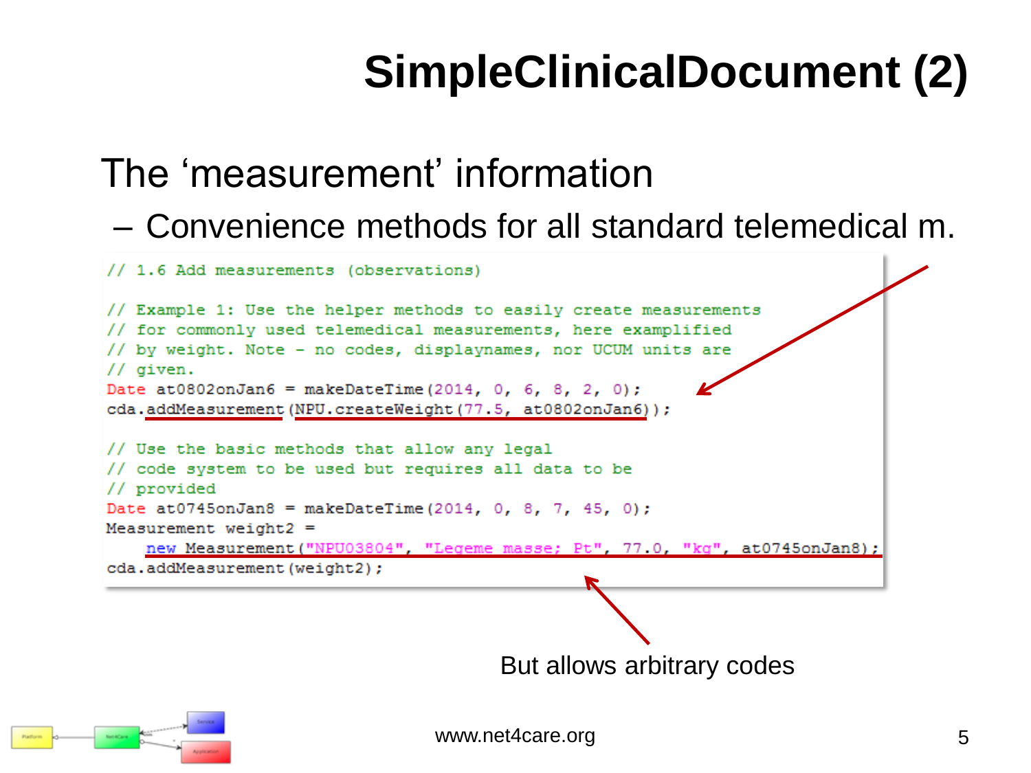# SimpleClinicalDocument (2)

The 'measurement' information

- Convenience methods for all standard telemedical m.

```
// 1.6 Add measurements (observations)

// Example 1: Use the helper methods to easily create measurements
// for commonly used telemedical measurements, here examplified
// by weight. Note - no codes, displaynames, nor UCUM units are
// given.
Date at0802onJan6 = makeDateTime(2014, 0, 6, 8, 2, 0);
cda.addMeasurement(NPU.createWeight(77.5, at0802onJan6));

// Use the basic methods that allow any legal
// code system to be used but requires all data to be
// provided
Date at0745onJan8 = makeDateTime(2014, 0, 8, 7, 45, 0);
Measurement weight2 =
    new Measurement("NPU03804", "Legeme masse; Pt", 77.0, "kg", at0745onJan8);
cda.addMeasurement(weight2);
```

But allows arbitrary codes

www.net4care.org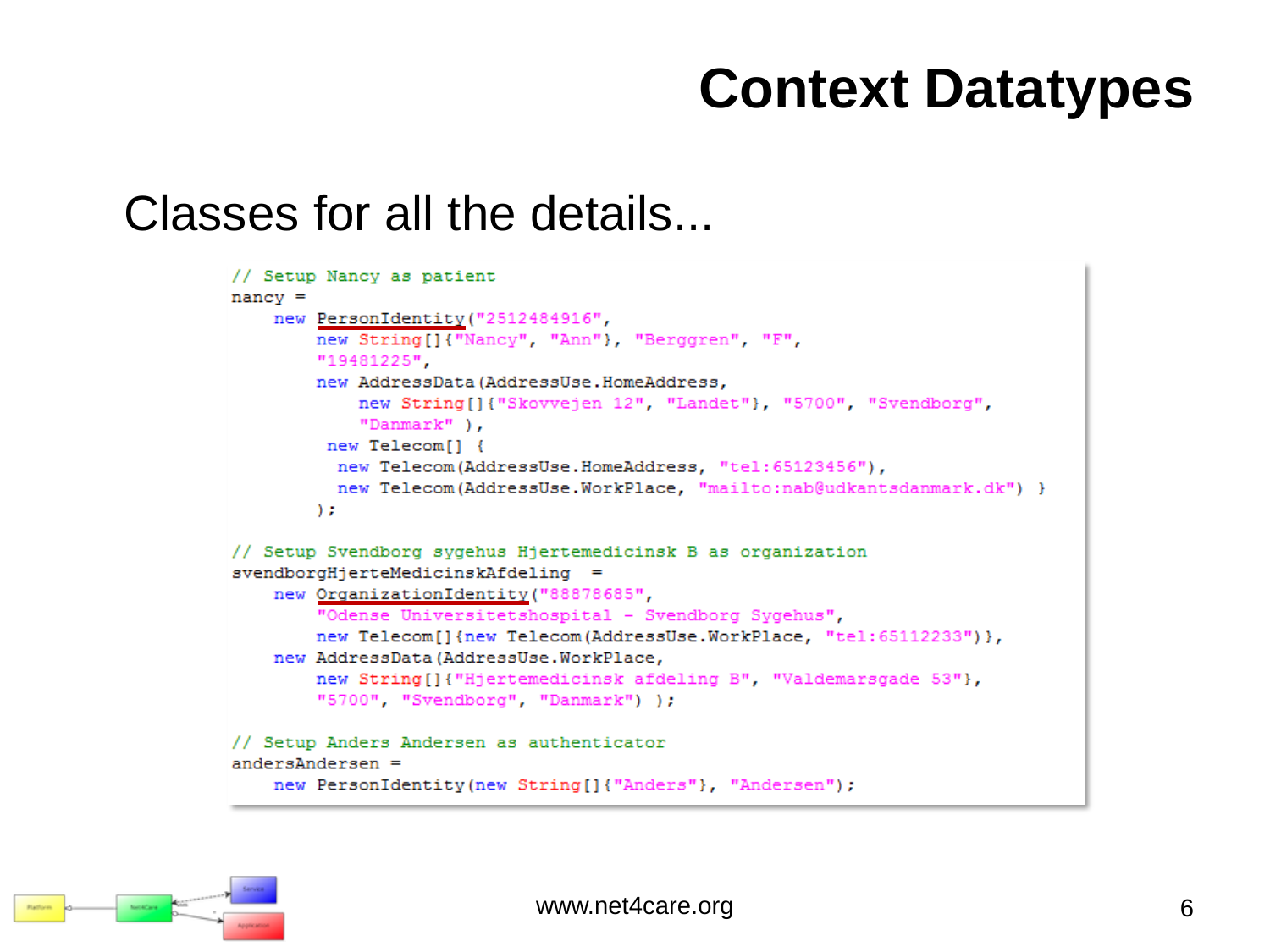# Context Datatypes

Classes for all the details...

```
// Setup Nancy as patient
nancy =
    new PersonIdentity("2512484916",
        new String[]{"Nancy", "Ann"}, "Berggren", "F",
        "19481225",
        new AddressData(AddressUse.HomeAddress,
            new String[]{"Skovvejen 12", "Landet"}, "5700", "Svendborg",
            "Danmark" ),
         new Telecom[] {
          new Telecom(AddressUse.HomeAddress, "tel:65123456"),
          new Telecom(AddressUse.WorkPlace, "mailto:nab@udkantsdanmark.dk") }
        );

// Setup Svendborg sygehus Hjertemedicinsk B as organization
svendborgHjerteMedicinskAfdeling  =
    new OrganizationIdentity("88878685",
        "Odense Universitetshospital - Svendborg Sygehus",
        new Telecom[]{new Telecom(AddressUse.WorkPlace, "tel:65112233")},
    new AddressData(AddressUse.WorkPlace,
        new String[]{"Hjertemedicinsk afdeling B", "Valdemarsgade 53"},
        "5700", "Svendborg", "Danmark") );

// Setup Anders Andersen as authenticator
andersAndersen =
    new PersonIdentity(new String[]{"Anders"}, "Andersen");
```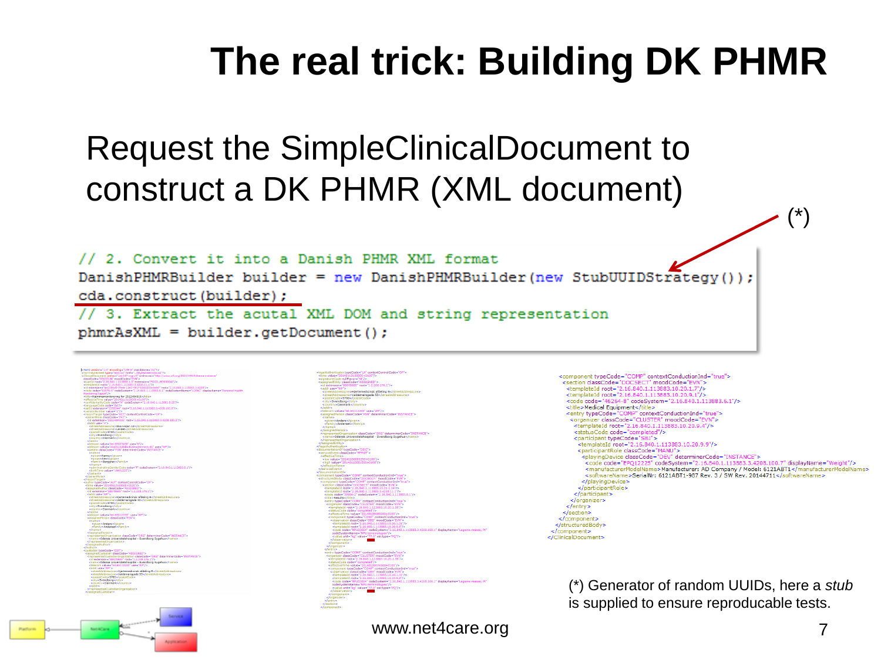# The real trick: Building DK PHMR

Request the SimpleClinicalDocument to construct a DK PHMR (XML document)

(*)

```
// 2. Convert it into a Danish PHMR XML format
DanishPHMRBuilder builder = new DanishPHMRBuilder(new StubUUIDStrategy());
cda.construct(builder);
// 3. Extract the acutal XML DOM and string representation
phmrAsXML = builder.getDocument();
```

```
<component typeCode="COMP" contextConductionInd="true">
 <section classCode="DOCSECT" moodCode="EVN">
  <templateId root="2.16.840.1.113883.10.20.1.7"/>
  <templateId root="2.16.840.1.113883.10.20.9.1"/>
  <code code="46264-8" codeSystem="2.16.840.1.113883.6.1"/>
  <title>Medical Equipment</title>
  <entry typeCode="COMP" contextConductionInd="true">
   <organizer classCode="CLUSTER" moodCode="EVN">
    <templateId root="2.16.840.1.113883.10.20.9.4"/>
    <statusCode code="completed"/>
    <participant typeCode="SBJ">
     <templateId root="2.16.840.1.113883.10.20.9.9"/>
     <participantRole classCode="MANU">
      <playingDevice classCode="DEV" determinerCode="INSTANCE">
       <code code="EPQ12225" codeSystem="2.16.840.1.113883.3.4208.100.7" displayName="Weight"/>
       <manufacturerModelName>Manufacturer: AD Company / Model: 6121ABT1</manufacturerModelName>
       <softwareName>SerialNr: 6121ABT1-987 Rev. 3 / SW Rev. 20144711</softwareName>
      </playingDevice>
     </participantRole>
    </participant>
   </organizer>
  </entry>
 </section>
</component>
</structuredBody>
</component>
</ClinicalDocument>
```

(*) Generator of random UUIDs, here a *stub* is supplied to ensure reproducable tests.

www.net4care.org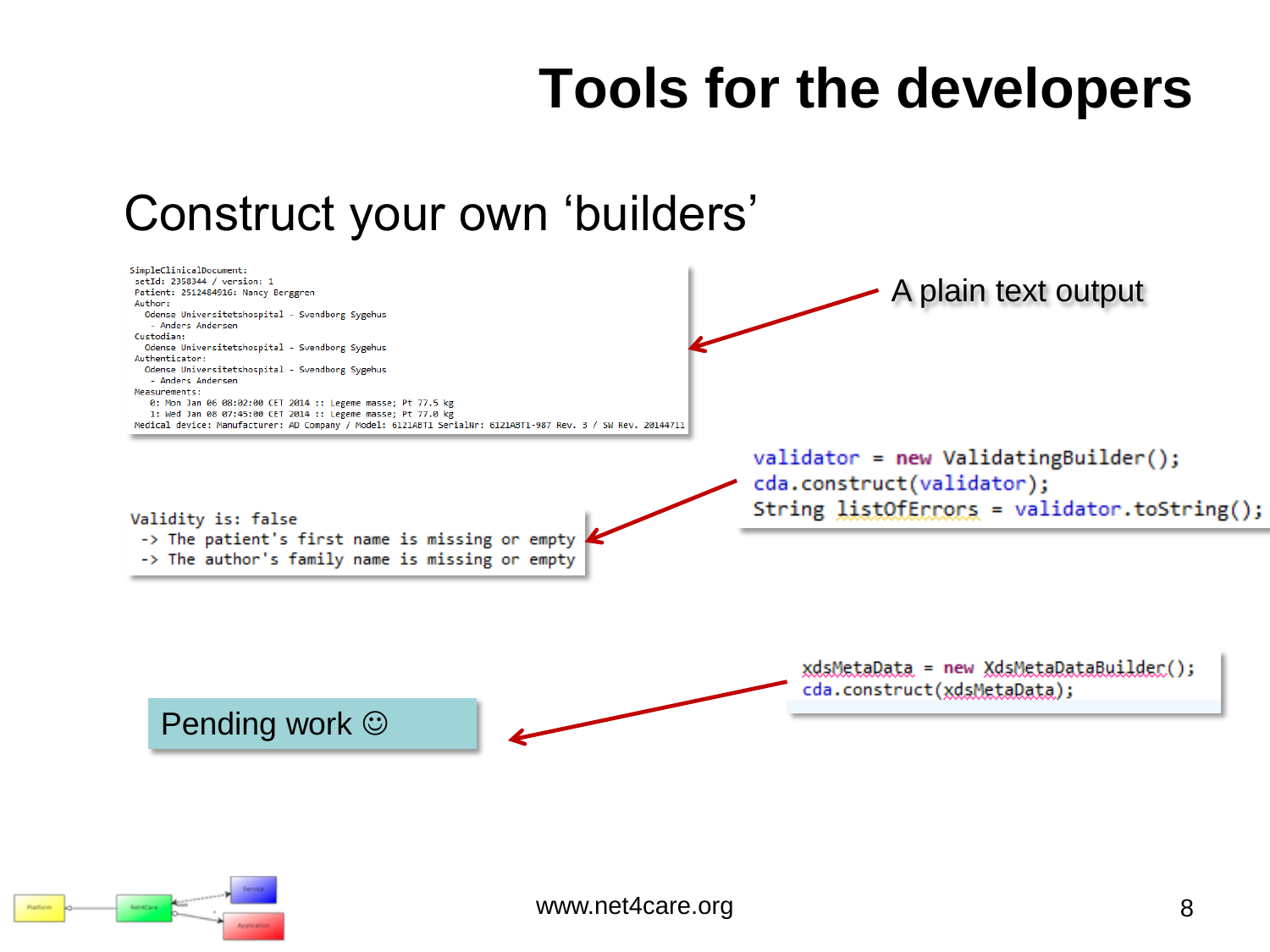# Tools for the developers

## Construct your own 'builders'

```
SimpleClinicalDocument:
 setId: 2358344 / version: 1
 Patient: 2512484916: Nancy Berggren
 Author:
   Odense Universitetshospital - Svendborg Sygehus
     - Anders Andersen
 Custodian:
   Odense Universitetshospital - Svendborg Sygehus
 Authenticator:
   Odense Universitetshospital - Svendborg Sygehus
     - Anders Andersen
 Measurements:
    0: Mon Jan 06 08:02:00 CET 2014 :: Legeme masse; Pt 77.5 kg
    1: Wed Jan 08 07:45:00 CET 2014 :: Legeme masse; Pt 77.0 kg
 Medical device: Manufacturer: AD Company / Model: 6121ABT1 SerialNr: 6121ABT1-987 Rev. 3 / SW Rev. 20144711
```

A plain text output

```
validator = new ValidatingBuilder();
cda.construct(validator);
String listOfErrors = validator.toString();
```

```
Validity is: false
 -> The patient's first name is missing or empty
 -> The author's family name is missing or empty
```

```
xdsMetaData = new XdsMetaDataBuilder();
cda.construct(xdsMetaData);
```

Pending work ☺

www.net4care.org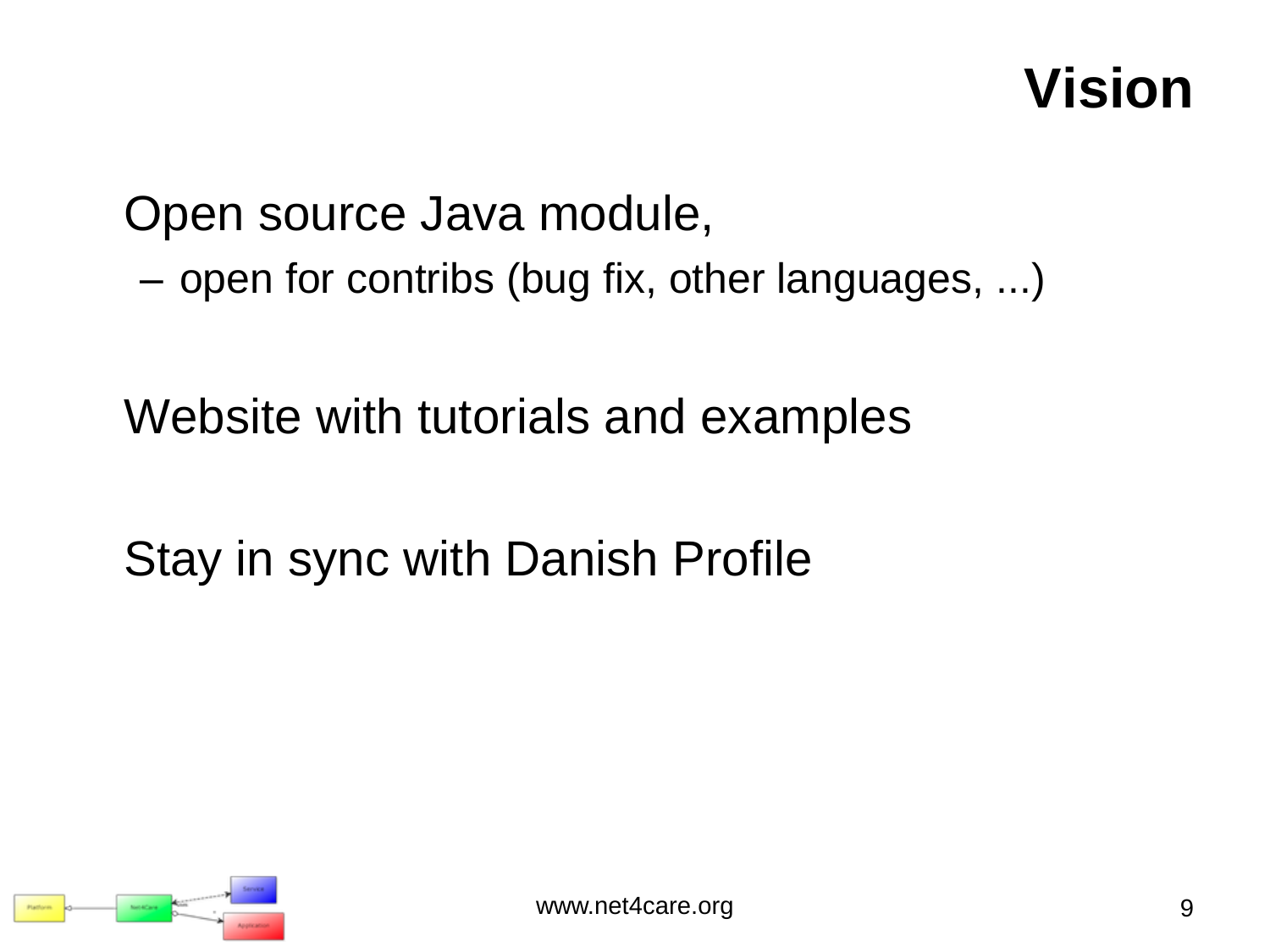# Vision

Open source Java module,

- open for contribs (bug fix, other languages, ...)

Website with tutorials and examples

Stay in sync with Danish Profile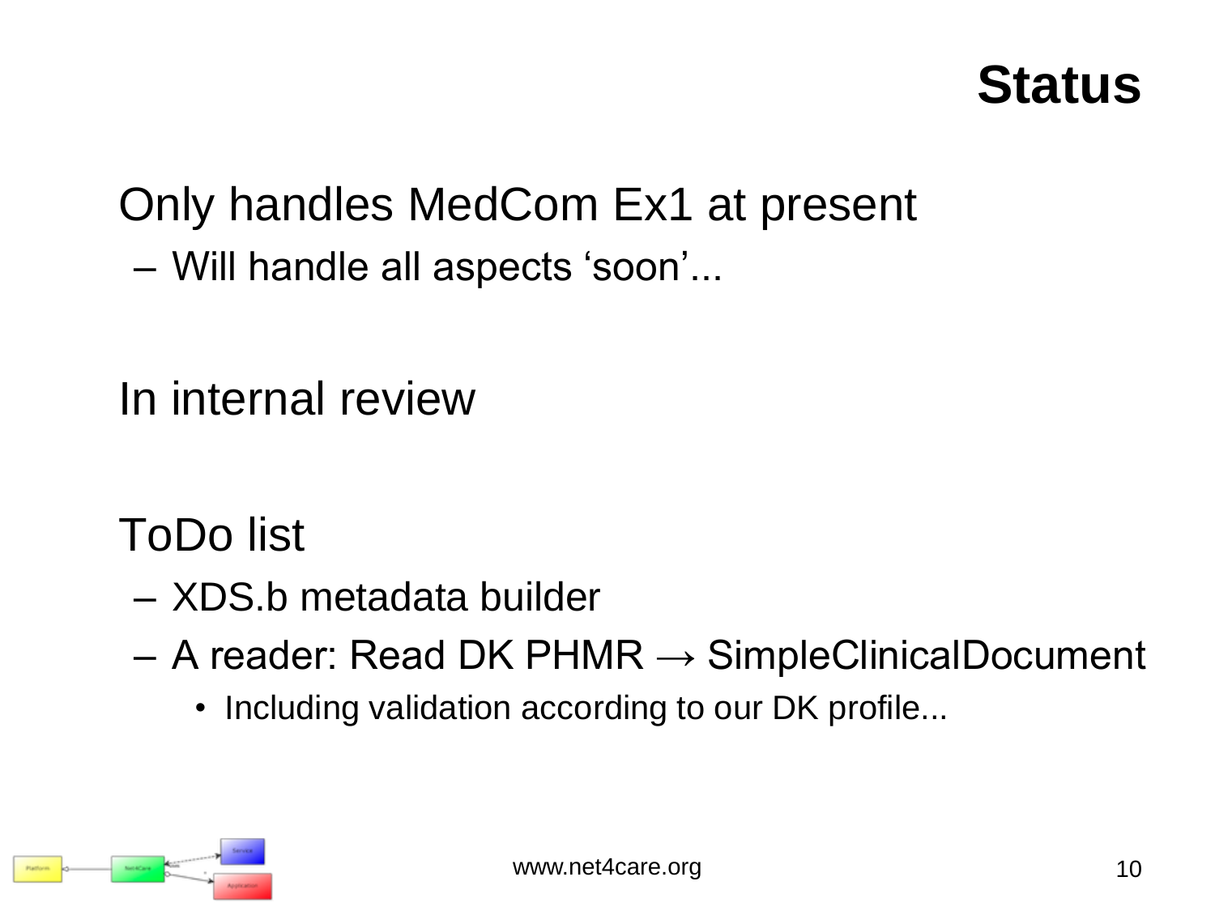# Status

Only handles MedCom Ex1 at present

- Will handle all aspects ‘soon’...

In internal review

ToDo list

- XDS.b metadata builder
- A reader: Read DK PHMR → SimpleClinicalDocument
  - Including validation according to our DK profile...